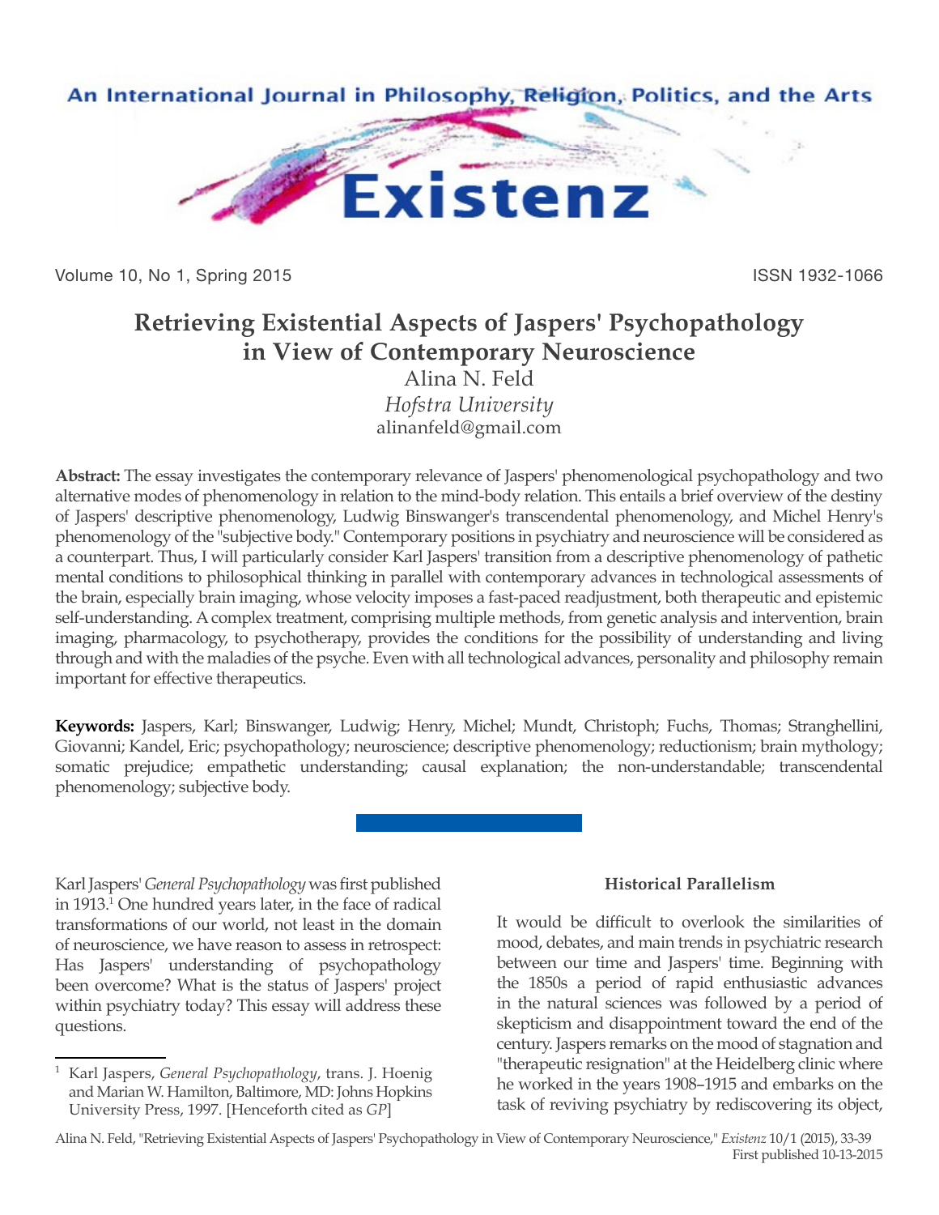# Retrieving Existential Aspects of Jaspers' Psychopathology in View of Contemporary Neuroscience

Alina N. Feld

*Hofstra University*

alinanfeld@gmail.com

**Abstract:** The essay investigates the contemporary relevance of Jaspers' phenomenological psychopathology and two alternative modes of phenomenology in relation to the mind-body relation. This entails a brief overview of the destiny of Jaspers' descriptive phenomenology, Ludwig Binswanger's transcendental phenomenology, and Michel Henry's phenomenology of the "subjective body." Contemporary positions in psychiatry and neuroscience will be considered as a counterpart. Thus, I will particularly consider Karl Jaspers' transition from a descriptive phenomenology of pathetic mental conditions to philosophical thinking in parallel with contemporary advances in technological assessments of the brain, especially brain imaging, whose velocity imposes a fast-paced readjustment, both therapeutic and epistemic self-understanding. A complex treatment, comprising multiple methods, from genetic analysis and intervention, brain imaging, pharmacology, to psychotherapy, provides the conditions for the possibility of understanding and living through and with the maladies of the psyche. Even with all technological advances, personality and philosophy remain important for effective therapeutics.

**Keywords:** Jaspers, Karl; Binswanger, Ludwig; Henry, Michel; Mundt, Christoph; Fuchs, Thomas; Stranghellini, Giovanni; Kandel, Eric; psychopathology; neuroscience; descriptive phenomenology; reductionism; brain mythology; somatic prejudice; empathetic understanding; causal explanation; the non-understandable; transcendental phenomenology; subjective body.

Karl Jaspers' *General Psychopathology* was first published in 1913.[1] One hundred years later, in the face of radical transformations of our world, not least in the domain of neuroscience, we have reason to assess in retrospect: Has Jaspers' understanding of psychopathology been overcome? What is the status of Jaspers' project within psychiatry today? This essay will address these questions.

### Historical Parallelism

It would be difficult to overlook the similarities of mood, debates, and main trends in psychiatric research between our time and Jaspers' time. Beginning with the 1850s a period of rapid enthusiastic advances in the natural sciences was followed by a period of skepticism and disappointment toward the end of the century. Jaspers remarks on the mood of stagnation and "therapeutic resignation" at the Heidelberg clinic where he worked in the years 1908–1915 and embarks on the task of reviving psychiatry by rediscovering its object,

[1] Karl Jaspers, *General Psychopathology*, trans. J. Hoenig and Marian W. Hamilton, Baltimore, MD: Johns Hopkins University Press, 1997. [Henceforth cited as *GP*]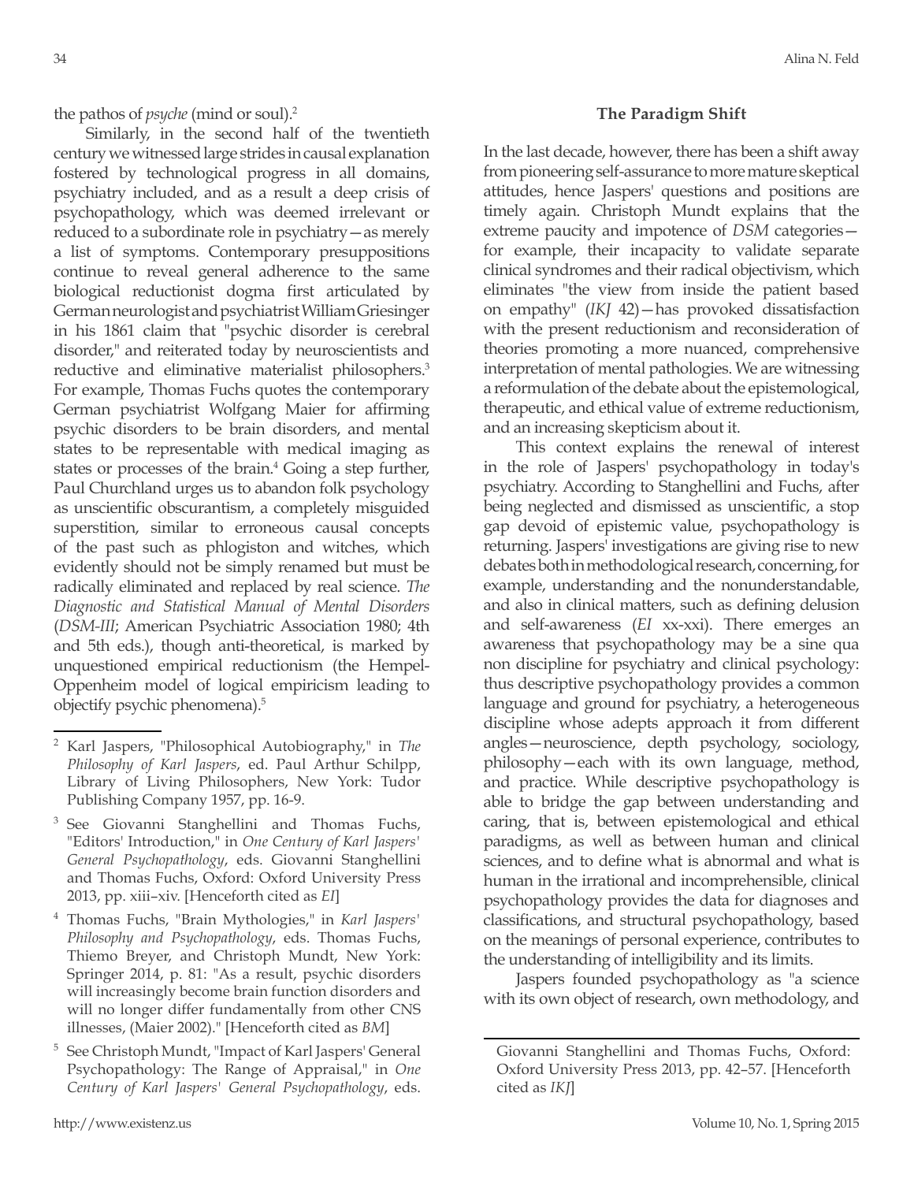the pathos of *psyche* (mind or soul).[2]

Similarly, in the second half of the twentieth century we witnessed large strides in causal explanation fostered by technological progress in all domains, psychiatry included, and as a result a deep crisis of psychopathology, which was deemed irrelevant or reduced to a subordinate role in psychiatry—as merely a list of symptoms. Contemporary presuppositions continue to reveal general adherence to the same biological reductionist dogma first articulated by German neurologist and psychiatrist William Griesinger in his 1861 claim that "psychic disorder is cerebral disorder," and reiterated today by neuroscientists and reductive and eliminative materialist philosophers.[3] For example, Thomas Fuchs quotes the contemporary German psychiatrist Wolfgang Maier for affirming psychic disorders to be brain disorders, and mental states to be representable with medical imaging as states or processes of the brain.[4] Going a step further, Paul Churchland urges us to abandon folk psychology as unscientific obscurantism, a completely misguided superstition, similar to erroneous causal concepts of the past such as phlogiston and witches, which evidently should not be simply renamed but must be radically eliminated and replaced by real science. *The Diagnostic and Statistical Manual of Mental Disorders* (*DSM-III*; American Psychiatric Association 1980; 4th and 5th eds.), though anti-theoretical, is marked by unquestioned empirical reductionism (the Hempel-Oppenheim model of logical empiricism leading to objectify psychic phenomena).[5]

## The Paradigm Shift

In the last decade, however, there has been a shift away from pioneering self-assurance to more mature skeptical attitudes, hence Jaspers' questions and positions are timely again. Christoph Mundt explains that the extreme paucity and impotence of *DSM* categories—for example, their incapacity to validate separate clinical syndromes and their radical objectivism, which eliminates "the view from inside the patient based on empathy" (*IKJ* 42)—has provoked dissatisfaction with the present reductionism and reconsideration of theories promoting a more nuanced, comprehensive interpretation of mental pathologies. We are witnessing a reformulation of the debate about the epistemological, therapeutic, and ethical value of extreme reductionism, and an increasing skepticism about it.

This context explains the renewal of interest in the role of Jaspers' psychopathology in today's psychiatry. According to Stanghellini and Fuchs, after being neglected and dismissed as unscientific, a stop gap devoid of epistemic value, psychopathology is returning. Jaspers' investigations are giving rise to new debates both in methodological research, concerning, for example, understanding and the nonunderstandable, and also in clinical matters, such as defining delusion and self-awareness (*EI* xx-xxi). There emerges an awareness that psychopathology may be a sine qua non discipline for psychiatry and clinical psychology: thus descriptive psychopathology provides a common language and ground for psychiatry, a heterogeneous discipline whose adepts approach it from different angles—neuroscience, depth psychology, sociology, philosophy—each with its own language, method, and practice. While descriptive psychopathology is able to bridge the gap between understanding and caring, that is, between epistemological and ethical paradigms, as well as between human and clinical sciences, and to define what is abnormal and what is human in the irrational and incomprehensible, clinical psychopathology provides the data for diagnoses and classifications, and structural psychopathology, based on the meanings of personal experience, contributes to the understanding of intelligibility and its limits.

Jaspers founded psychopathology as "a science with its own object of research, own methodology, and

---

[2] Karl Jaspers, "Philosophical Autobiography," in *The Philosophy of Karl Jaspers*, ed. Paul Arthur Schilpp, Library of Living Philosophers, New York: Tudor Publishing Company 1957, pp. 16-9.

[3] See Giovanni Stanghellini and Thomas Fuchs, "Editors' Introduction," in *One Century of Karl Jaspers' General Psychopathology*, eds. Giovanni Stanghellini and Thomas Fuchs, Oxford: Oxford University Press 2013, pp. xiii–xiv. [Henceforth cited as *EI*]

[4] Thomas Fuchs, "Brain Mythologies," in *Karl Jaspers' Philosophy and Psychopathology*, eds. Thomas Fuchs, Thiemo Breyer, and Christoph Mundt, New York: Springer 2014, p. 81: "As a result, psychic disorders will increasingly become brain function disorders and will no longer differ fundamentally from other CNS illnesses, (Maier 2002)." [Henceforth cited as *BM*]

[5] See Christoph Mundt, "Impact of Karl Jaspers' General Psychopathology: The Range of Appraisal," in *One Century of Karl Jaspers' General Psychopathology*, eds. Giovanni Stanghellini and Thomas Fuchs, Oxford: Oxford University Press 2013, pp. 42–57. [Henceforth cited as *IKJ*]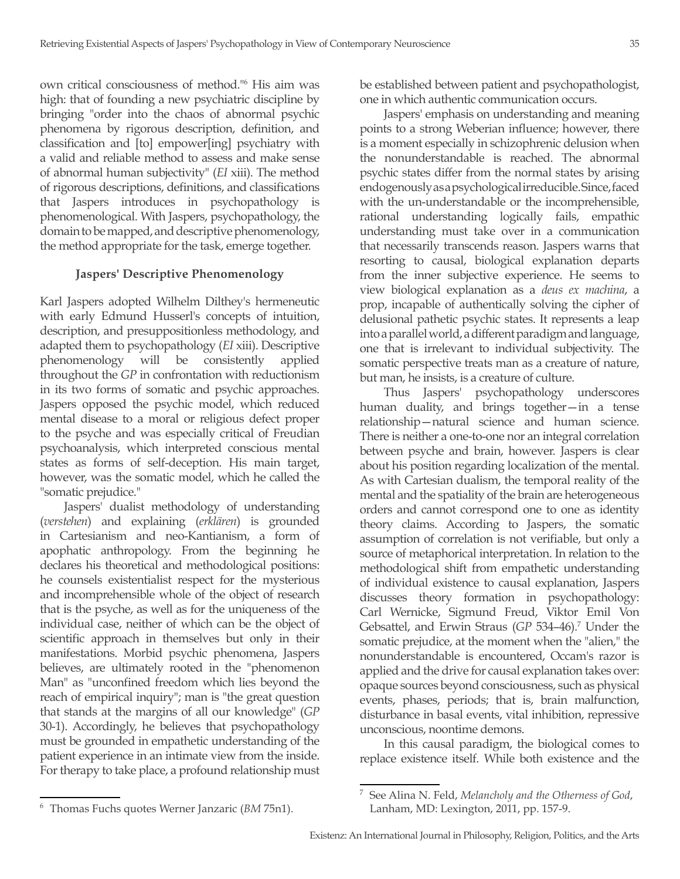own critical consciousness of method."[6] His aim was high: that of founding a new psychiatric discipline by bringing "order into the chaos of abnormal psychic phenomena by rigorous description, definition, and classification and [to] empower[ing] psychiatry with a valid and reliable method to assess and make sense of abnormal human subjectivity" (*EI* xiii). The method of rigorous descriptions, definitions, and classifications that Jaspers introduces in psychopathology is phenomenological. With Jaspers, psychopathology, the domain to be mapped, and descriptive phenomenology, the method appropriate for the task, emerge together.

### Jaspers' Descriptive Phenomenology

Karl Jaspers adopted Wilhelm Dilthey's hermeneutic with early Edmund Husserl's concepts of intuition, description, and presuppositionless methodology, and adapted them to psychopathology (*EI* xiii). Descriptive phenomenology will be consistently applied throughout the *GP* in confrontation with reductionism in its two forms of somatic and psychic approaches. Jaspers opposed the psychic model, which reduced mental disease to a moral or religious defect proper to the psyche and was especially critical of Freudian psychoanalysis, which interpreted conscious mental states as forms of self-deception. His main target, however, was the somatic model, which he called the "somatic prejudice."

Jaspers' dualist methodology of understanding (*verstehen*) and explaining (*erklären*) is grounded in Cartesianism and neo-Kantianism, a form of apophatic anthropology. From the beginning he declares his theoretical and methodological positions: he counsels existentialist respect for the mysterious and incomprehensible whole of the object of research that is the psyche, as well as for the uniqueness of the individual case, neither of which can be the object of scientific approach in themselves but only in their manifestations. Morbid psychic phenomena, Jaspers believes, are ultimately rooted in the "phenomenon Man" as "unconfined freedom which lies beyond the reach of empirical inquiry"; man is "the great question that stands at the margins of all our knowledge" (*GP* 30-1). Accordingly, he believes that psychopathology must be grounded in empathetic understanding of the patient experience in an intimate view from the inside. For therapy to take place, a profound relationship must be established between patient and psychopathologist, one in which authentic communication occurs.

Jaspers' emphasis on understanding and meaning points to a strong Weberian influence; however, there is a moment especially in schizophrenic delusion when the nonunderstandable is reached. The abnormal psychic states differ from the normal states by arising endogenously as a psychological irreducible. Since, faced with the un-understandable or the incomprehensible, rational understanding logically fails, empathic understanding must take over in a communication that necessarily transcends reason. Jaspers warns that resorting to causal, biological explanation departs from the inner subjective experience. He seems to view biological explanation as a *deus ex machina*, a prop, incapable of authentically solving the cipher of delusional pathetic psychic states. It represents a leap into a parallel world, a different paradigm and language, one that is irrelevant to individual subjectivity. The somatic perspective treats man as a creature of nature, but man, he insists, is a creature of culture.

Thus Jaspers' psychopathology underscores human duality, and brings together—in a tense relationship—natural science and human science. There is neither a one-to-one nor an integral correlation between psyche and brain, however. Jaspers is clear about his position regarding localization of the mental. As with Cartesian dualism, the temporal reality of the mental and the spatiality of the brain are heterogeneous orders and cannot correspond one to one as identity theory claims. According to Jaspers, the somatic assumption of correlation is not verifiable, but only a source of metaphorical interpretation. In relation to the methodological shift from empathetic understanding of individual existence to causal explanation, Jaspers discusses theory formation in psychopathology: Carl Wernicke, Sigmund Freud, Viktor Emil Von Gebsattel, and Erwin Straus (*GP* 534–46).[7] Under the somatic prejudice, at the moment when the "alien," the nonunderstandable is encountered, Occam's razor is applied and the drive for causal explanation takes over: opaque sources beyond consciousness, such as physical events, phases, periods; that is, brain malfunction, disturbance in basal events, vital inhibition, repressive unconscious, noontime demons.

In this causal paradigm, the biological comes to replace existence itself. While both existence and the

---

[6] Thomas Fuchs quotes Werner Janzaric (*BM* 75n1).

[7] See Alina N. Feld, *Melancholy and the Otherness of God*, Lanham, MD: Lexington, 2011, pp. 157-9.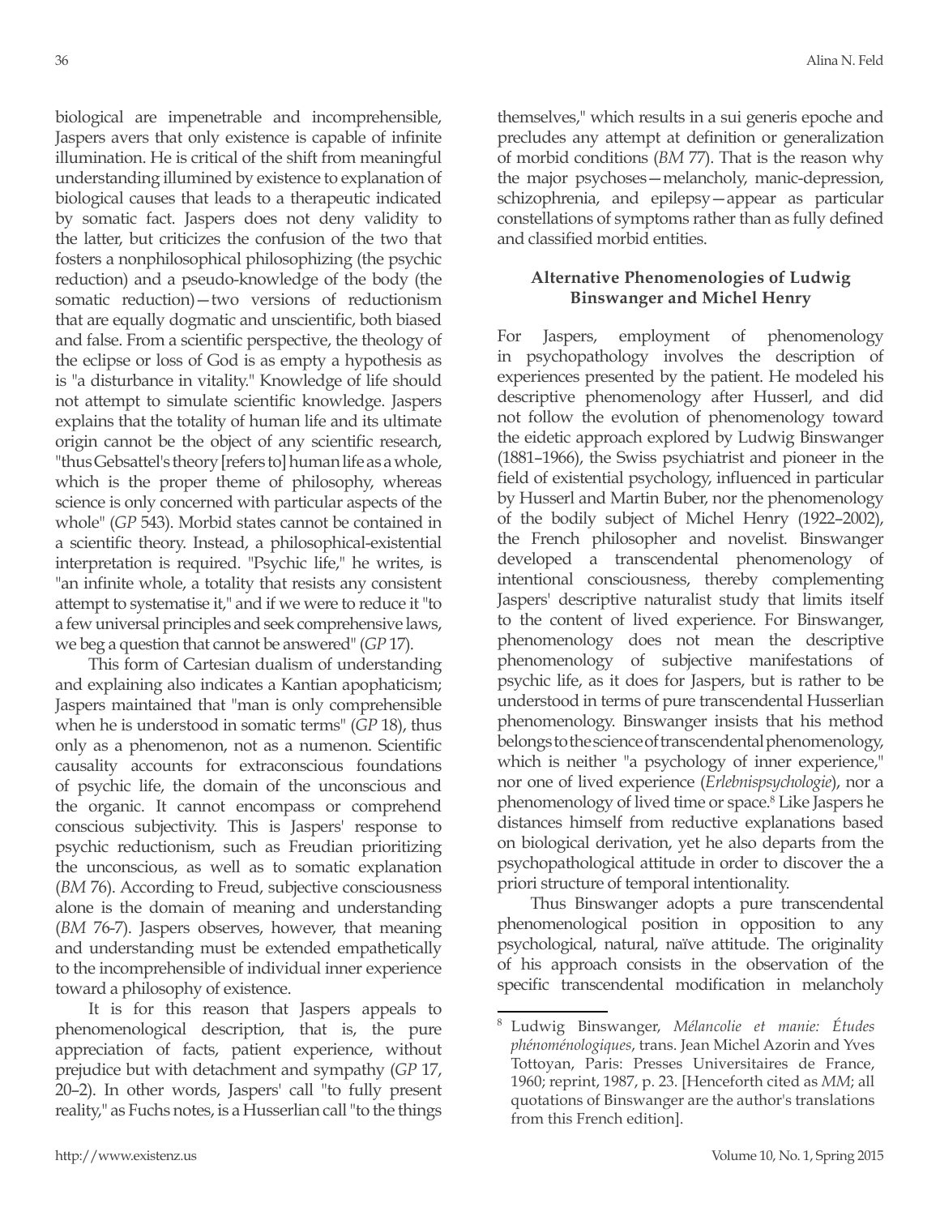biological are impenetrable and incomprehensible, Jaspers avers that only existence is capable of infinite illumination. He is critical of the shift from meaningful understanding illumined by existence to explanation of biological causes that leads to a therapeutic indicated by somatic fact. Jaspers does not deny validity to the latter, but criticizes the confusion of the two that fosters a nonphilosophical philosophizing (the psychic reduction) and a pseudo-knowledge of the body (the somatic reduction)—two versions of reductionism that are equally dogmatic and unscientific, both biased and false. From a scientific perspective, the theology of the eclipse or loss of God is as empty a hypothesis as is "a disturbance in vitality." Knowledge of life should not attempt to simulate scientific knowledge. Jaspers explains that the totality of human life and its ultimate origin cannot be the object of any scientific research, "thus Gebsattel's theory [refers to] human life as a whole, which is the proper theme of philosophy, whereas science is only concerned with particular aspects of the whole" (*GP* 543). Morbid states cannot be contained in a scientific theory. Instead, a philosophical-existential interpretation is required. "Psychic life," he writes, is "an infinite whole, a totality that resists any consistent attempt to systematise it," and if we were to reduce it "to a few universal principles and seek comprehensive laws, we beg a question that cannot be answered" (*GP* 17).

This form of Cartesian dualism of understanding and explaining also indicates a Kantian apophaticism; Jaspers maintained that "man is only comprehensible when he is understood in somatic terms" (*GP* 18), thus only as a phenomenon, not as a numenon. Scientific causality accounts for extraconscious foundations of psychic life, the domain of the unconscious and the organic. It cannot encompass or comprehend conscious subjectivity. This is Jaspers' response to psychic reductionism, such as Freudian prioritizing the unconscious, as well as to somatic explanation (*BM* 76). According to Freud, subjective consciousness alone is the domain of meaning and understanding (*BM* 76-7). Jaspers observes, however, that meaning and understanding must be extended empathetically to the incomprehensible of individual inner experience toward a philosophy of existence.

It is for this reason that Jaspers appeals to phenomenological description, that is, the pure appreciation of facts, patient experience, without prejudice but with detachment and sympathy (*GP* 17, 20–2). In other words, Jaspers' call "to fully present reality," as Fuchs notes, is a Husserlian call "to the things themselves," which results in a sui generis epoche and precludes any attempt at definition or generalization of morbid conditions (*BM* 77). That is the reason why the major psychoses—melancholy, manic-depression, schizophrenia, and epilepsy—appear as particular constellations of symptoms rather than as fully defined and classified morbid entities.

### Alternative Phenomenologies of Ludwig Binswanger and Michel Henry

For Jaspers, employment of phenomenology in psychopathology involves the description of experiences presented by the patient. He modeled his descriptive phenomenology after Husserl, and did not follow the evolution of phenomenology toward the eidetic approach explored by Ludwig Binswanger (1881–1966), the Swiss psychiatrist and pioneer in the field of existential psychology, influenced in particular by Husserl and Martin Buber, nor the phenomenology of the bodily subject of Michel Henry (1922–2002), the French philosopher and novelist. Binswanger developed a transcendental phenomenology of intentional consciousness, thereby complementing Jaspers' descriptive naturalist study that limits itself to the content of lived experience. For Binswanger, phenomenology does not mean the descriptive phenomenology of subjective manifestations of psychic life, as it does for Jaspers, but is rather to be understood in terms of pure transcendental Husserlian phenomenology. Binswanger insists that his method belongs to the science of transcendental phenomenology, which is neither "a psychology of inner experience," nor one of lived experience (*Erlebnispsychologie*), nor a phenomenology of lived time or space.[8] Like Jaspers he distances himself from reductive explanations based on biological derivation, yet he also departs from the psychopathological attitude in order to discover the a priori structure of temporal intentionality.

Thus Binswanger adopts a pure transcendental phenomenological position in opposition to any psychological, natural, naïve attitude. The originality of his approach consists in the observation of the specific transcendental modification in melancholy

---

[8] Ludwig Binswanger, *Mélancolie et manie: Études phénoménologiques*, trans. Jean Michel Azorin and Yves Tottoyan, Paris: Presses Universitaires de France, 1960; reprint, 1987, p. 23. [Henceforth cited as *MM*; all quotations of Binswanger are the author's translations from this French edition].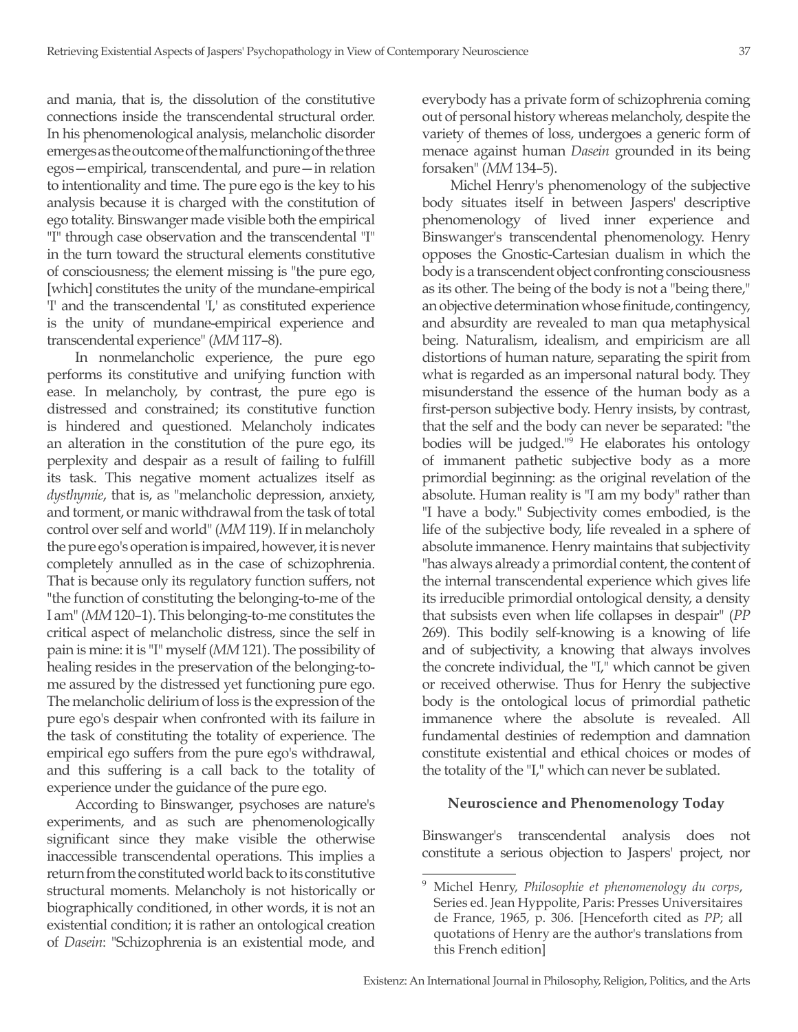and mania, that is, the dissolution of the constitutive connections inside the transcendental structural order. In his phenomenological analysis, melancholic disorder emerges as the outcome of the malfunctioning of the three egos—empirical, transcendental, and pure—in relation to intentionality and time. The pure ego is the key to his analysis because it is charged with the constitution of ego totality. Binswanger made visible both the empirical "I" through case observation and the transcendental "I" in the turn toward the structural elements constitutive of consciousness; the element missing is "the pure ego, [which] constitutes the unity of the mundane-empirical 'I' and the transcendental 'I,' as constituted experience is the unity of mundane-empirical experience and transcendental experience" (*MM* 117–8).

In nonmelancholic experience, the pure ego performs its constitutive and unifying function with ease. In melancholy, by contrast, the pure ego is distressed and constrained; its constitutive function is hindered and questioned. Melancholy indicates an alteration in the constitution of the pure ego, its perplexity and despair as a result of failing to fulfill its task. This negative moment actualizes itself as *dysthymie*, that is, as "melancholic depression, anxiety, and torment, or manic withdrawal from the task of total control over self and world" (*MM* 119). If in melancholy the pure ego's operation is impaired, however, it is never completely annulled as in the case of schizophrenia. That is because only its regulatory function suffers, not "the function of constituting the belonging-to-me of the I am" (*MM* 120–1). This belonging-to-me constitutes the critical aspect of melancholic distress, since the self in pain is mine: it is "I" myself (*MM* 121). The possibility of healing resides in the preservation of the belonging-to-me assured by the distressed yet functioning pure ego. The melancholic delirium of loss is the expression of the pure ego's despair when confronted with its failure in the task of constituting the totality of experience. The empirical ego suffers from the pure ego's withdrawal, and this suffering is a call back to the totality of experience under the guidance of the pure ego.

According to Binswanger, psychoses are nature's experiments, and as such are phenomenologically significant since they make visible the otherwise inaccessible transcendental operations. This implies a return from the constituted world back to its constitutive structural moments. Melancholy is not historically or biographically conditioned, in other words, it is not an existential condition; it is rather an ontological creation of *Dasein*: "Schizophrenia is an existential mode, and everybody has a private form of schizophrenia coming out of personal history whereas melancholy, despite the variety of themes of loss, undergoes a generic form of menace against human *Dasein* grounded in its being forsaken" (*MM* 134–5).

Michel Henry's phenomenology of the subjective body situates itself in between Jaspers' descriptive phenomenology of lived inner experience and Binswanger's transcendental phenomenology. Henry opposes the Gnostic-Cartesian dualism in which the body is a transcendent object confronting consciousness as its other. The being of the body is not a "being there," an objective determination whose finitude, contingency, and absurdity are revealed to man qua metaphysical being. Naturalism, idealism, and empiricism are all distortions of human nature, separating the spirit from what is regarded as an impersonal natural body. They misunderstand the essence of the human body as a first-person subjective body. Henry insists, by contrast, that the self and the body can never be separated: "the bodies will be judged."[9] He elaborates his ontology of immanent pathetic subjective body as a more primordial beginning: as the original revelation of the absolute. Human reality is "I am my body" rather than "I have a body." Subjectivity comes embodied, is the life of the subjective body, life revealed in a sphere of absolute immanence. Henry maintains that subjectivity "has always already a primordial content, the content of the internal transcendental experience which gives life its irreducible primordial ontological density, a density that subsists even when life collapses in despair" (*PP* 269). This bodily self-knowing is a knowing of life and of subjectivity, a knowing that always involves the concrete individual, the "I," which cannot be given or received otherwise. Thus for Henry the subjective body is the ontological locus of primordial pathetic immanence where the absolute is revealed. All fundamental destinies of redemption and damnation constitute existential and ethical choices or modes of the totality of the "I," which can never be sublated.

### Neuroscience and Phenomenology Today

Binswanger's transcendental analysis does not constitute a serious objection to Jaspers' project, nor

---

[9] Michel Henry, *Philosophie et phenomenology du corps*, Series ed. Jean Hyppolite, Paris: Presses Universitaires de France, 1965, p. 306. [Henceforth cited as *PP*; all quotations of Henry are the author's translations from this French edition]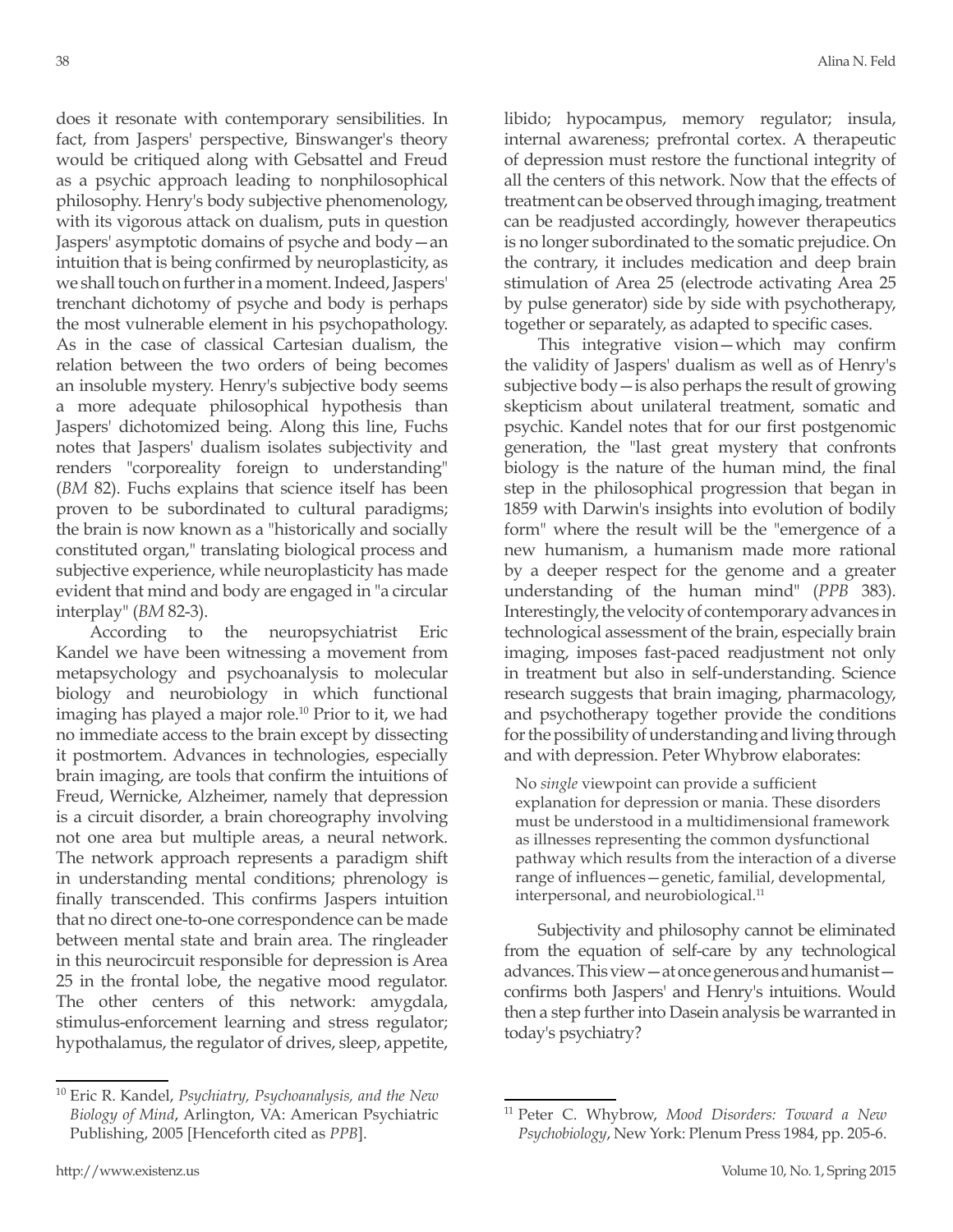does it resonate with contemporary sensibilities. In fact, from Jaspers' perspective, Binswanger's theory would be critiqued along with Gebsattel and Freud as a psychic approach leading to nonphilosophical philosophy. Henry's body subjective phenomenology, with its vigorous attack on dualism, puts in question Jaspers' asymptotic domains of psyche and body—an intuition that is being confirmed by neuroplasticity, as we shall touch on further in a moment. Indeed, Jaspers' trenchant dichotomy of psyche and body is perhaps the most vulnerable element in his psychopathology. As in the case of classical Cartesian dualism, the relation between the two orders of being becomes an insoluble mystery. Henry's subjective body seems a more adequate philosophical hypothesis than Jaspers' dichotomized being. Along this line, Fuchs notes that Jaspers' dualism isolates subjectivity and renders "corporeality foreign to understanding" (*BM* 82). Fuchs explains that science itself has been proven to be subordinated to cultural paradigms; the brain is now known as a "historically and socially constituted organ," translating biological process and subjective experience, while neuroplasticity has made evident that mind and body are engaged in "a circular interplay" (*BM* 82-3).

According to the neuropsychiatrist Eric Kandel we have been witnessing a movement from metapsychology and psychoanalysis to molecular biology and neurobiology in which functional imaging has played a major role.[10] Prior to it, we had no immediate access to the brain except by dissecting it postmortem. Advances in technologies, especially brain imaging, are tools that confirm the intuitions of Freud, Wernicke, Alzheimer, namely that depression is a circuit disorder, a brain choreography involving not one area but multiple areas, a neural network. The network approach represents a paradigm shift in understanding mental conditions; phrenology is finally transcended. This confirms Jaspers intuition that no direct one-to-one correspondence can be made between mental state and brain area. The ringleader in this neurocircuit responsible for depression is Area 25 in the frontal lobe, the negative mood regulator. The other centers of this network: amygdala, stimulus-enforcement learning and stress regulator; hypothalamus, the regulator of drives, sleep, appetite, libido; hypocampus, memory regulator; insula, internal awareness; prefrontal cortex. A therapeutic of depression must restore the functional integrity of all the centers of this network. Now that the effects of treatment can be observed through imaging, treatment can be readjusted accordingly, however therapeutics is no longer subordinated to the somatic prejudice. On the contrary, it includes medication and deep brain stimulation of Area 25 (electrode activating Area 25 by pulse generator) side by side with psychotherapy, together or separately, as adapted to specific cases.

This integrative vision—which may confirm the validity of Jaspers' dualism as well as of Henry's subjective body—is also perhaps the result of growing skepticism about unilateral treatment, somatic and psychic. Kandel notes that for our first postgenomic generation, the "last great mystery that confronts biology is the nature of the human mind, the final step in the philosophical progression that began in 1859 with Darwin's insights into evolution of bodily form" where the result will be the "emergence of a new humanism, a humanism made more rational by a deeper respect for the genome and a greater understanding of the human mind" (*PPB* 383). Interestingly, the velocity of contemporary advances in technological assessment of the brain, especially brain imaging, imposes fast-paced readjustment not only in treatment but also in self-understanding. Science research suggests that brain imaging, pharmacology, and psychotherapy together provide the conditions for the possibility of understanding and living through and with depression. Peter Whybrow elaborates:

> No *single* viewpoint can provide a sufficient explanation for depression or mania. These disorders must be understood in a multidimensional framework as illnesses representing the common dysfunctional pathway which results from the interaction of a diverse range of influences—genetic, familial, developmental, interpersonal, and neurobiological.[11]

Subjectivity and philosophy cannot be eliminated from the equation of self-care by any technological advances. This view—at once generous and humanist—confirms both Jaspers' and Henry's intuitions. Would then a step further into Dasein analysis be warranted in today's psychiatry?

---

[10] Eric R. Kandel, *Psychiatry, Psychoanalysis, and the New Biology of Mind*, Arlington, VA: American Psychiatric Publishing, 2005 [Henceforth cited as *PPB*].

[11] Peter C. Whybrow, *Mood Disorders: Toward a New Psychobiology*, New York: Plenum Press 1984, pp. 205-6.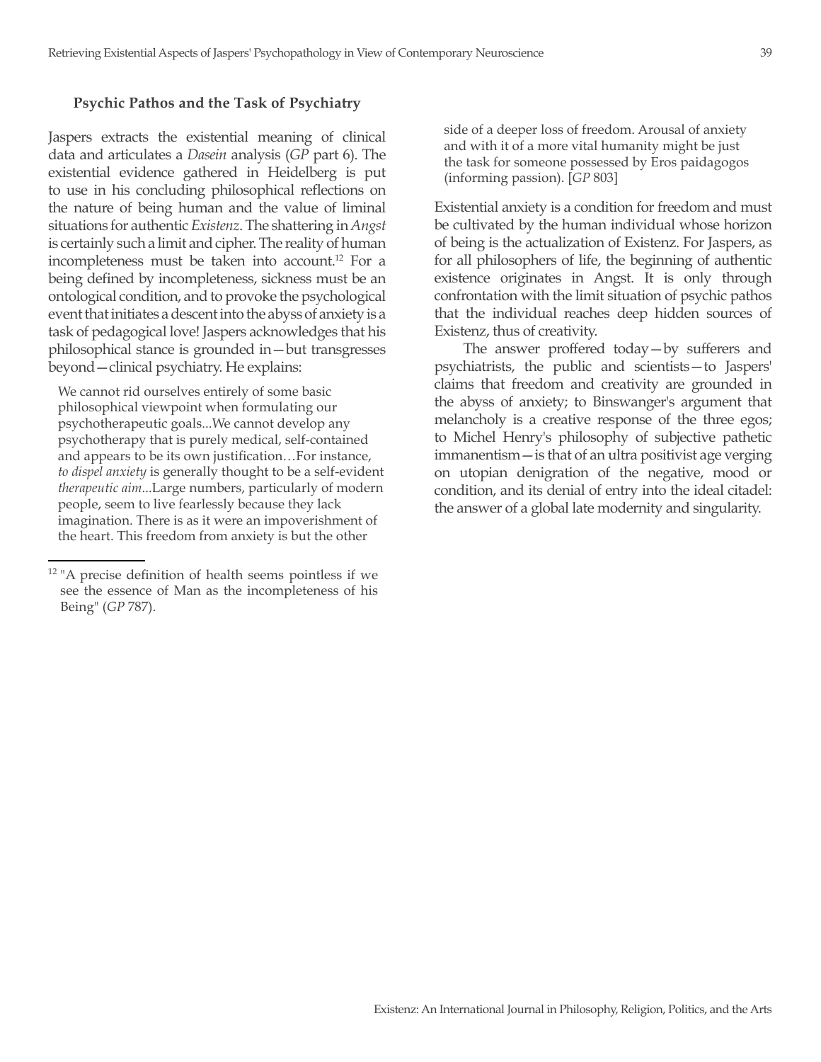### Psychic Pathos and the Task of Psychiatry

Jaspers extracts the existential meaning of clinical data and articulates a *Dasein* analysis (*GP* part 6). The existential evidence gathered in Heidelberg is put to use in his concluding philosophical reflections on the nature of being human and the value of liminal situations for authentic *Existenz*. The shattering in *Angst* is certainly such a limit and cipher. The reality of human incompleteness must be taken into account.[12] For a being defined by incompleteness, sickness must be an ontological condition, and to provoke the psychological event that initiates a descent into the abyss of anxiety is a task of pedagogical love! Jaspers acknowledges that his philosophical stance is grounded in—but transgresses beyond—clinical psychiatry. He explains:

> We cannot rid ourselves entirely of some basic philosophical viewpoint when formulating our psychotherapeutic goals...We cannot develop any psychotherapy that is purely medical, self-contained and appears to be its own justification…For instance, *to dispel anxiety* is generally thought to be a self-evident *therapeutic aim*...Large numbers, particularly of modern people, seem to live fearlessly because they lack imagination. There is as it were an impoverishment of the heart. This freedom from anxiety is but the other side of a deeper loss of freedom. Arousal of anxiety and with it of a more vital humanity might be just the task for someone possessed by Eros paidagogos (informing passion). [*GP* 803]

Existential anxiety is a condition for freedom and must be cultivated by the human individual whose horizon of being is the actualization of Existenz. For Jaspers, as for all philosophers of life, the beginning of authentic existence originates in Angst. It is only through confrontation with the limit situation of psychic pathos that the individual reaches deep hidden sources of Existenz, thus of creativity.

The answer proffered today—by sufferers and psychiatrists, the public and scientists—to Jaspers' claims that freedom and creativity are grounded in the abyss of anxiety; to Binswanger's argument that melancholy is a creative response of the three egos; to Michel Henry's philosophy of subjective pathetic immanentism—is that of an ultra positivist age verging on utopian denigration of the negative, mood or condition, and its denial of entry into the ideal citadel: the answer of a global late modernity and singularity.

---

[12] "A precise definition of health seems pointless if we see the essence of Man as the incompleteness of his Being" (*GP* 787).